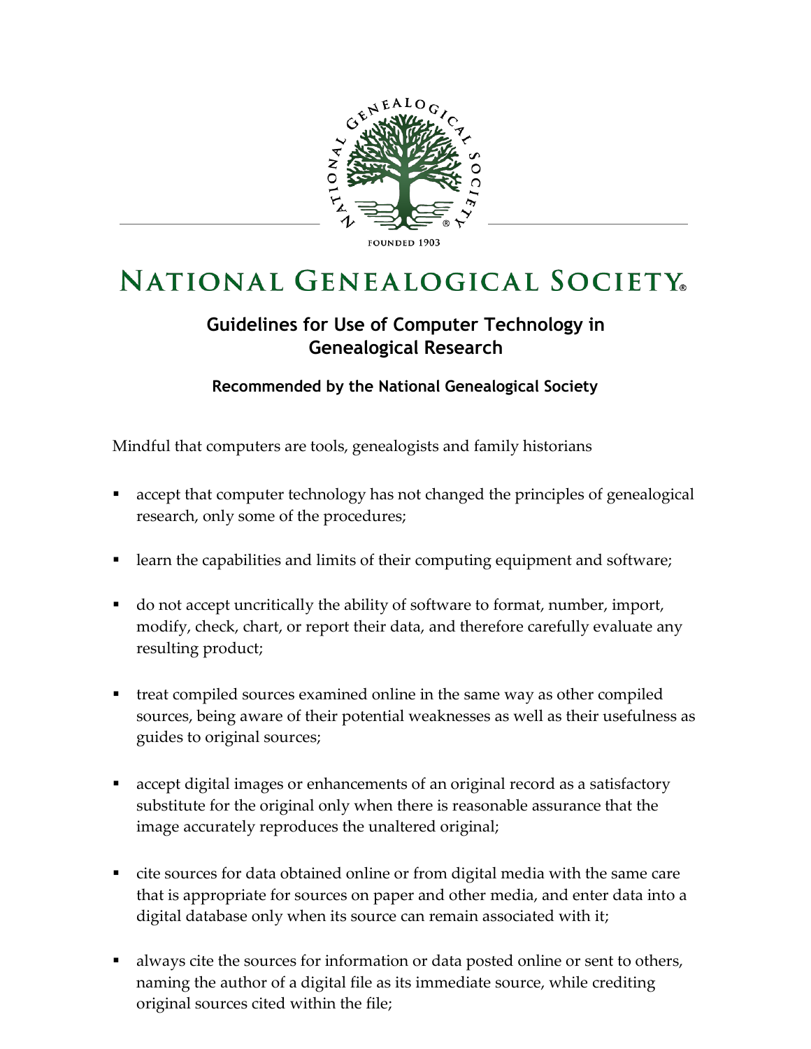NATIONAL GENEALOGICAL SOCIETY

FOUNDED 1903

# NATIONAL GENEALOGICAL SOCIETY®

## Guidelines for Use of Computer Technology in Genealogical Research

### Recommended by the National Genealogical Society

Mindful that computers are tools, genealogists and family historians

- accept that computer technology has not changed the principles of genealogical research, only some of the procedures;

- learn the capabilities and limits of their computing equipment and software;

- do not accept uncritically the ability of software to format, number, import, modify, check, chart, or report their data, and therefore carefully evaluate any resulting product;

- treat compiled sources examined online in the same way as other compiled sources, being aware of their potential weaknesses as well as their usefulness as guides to original sources;

- accept digital images or enhancements of an original record as a satisfactory substitute for the original only when there is reasonable assurance that the image accurately reproduces the unaltered original;

- cite sources for data obtained online or from digital media with the same care that is appropriate for sources on paper and other media, and enter data into a digital database only when its source can remain associated with it;

- always cite the sources for information or data posted online or sent to others, naming the author of a digital file as its immediate source, while crediting original sources cited within the file;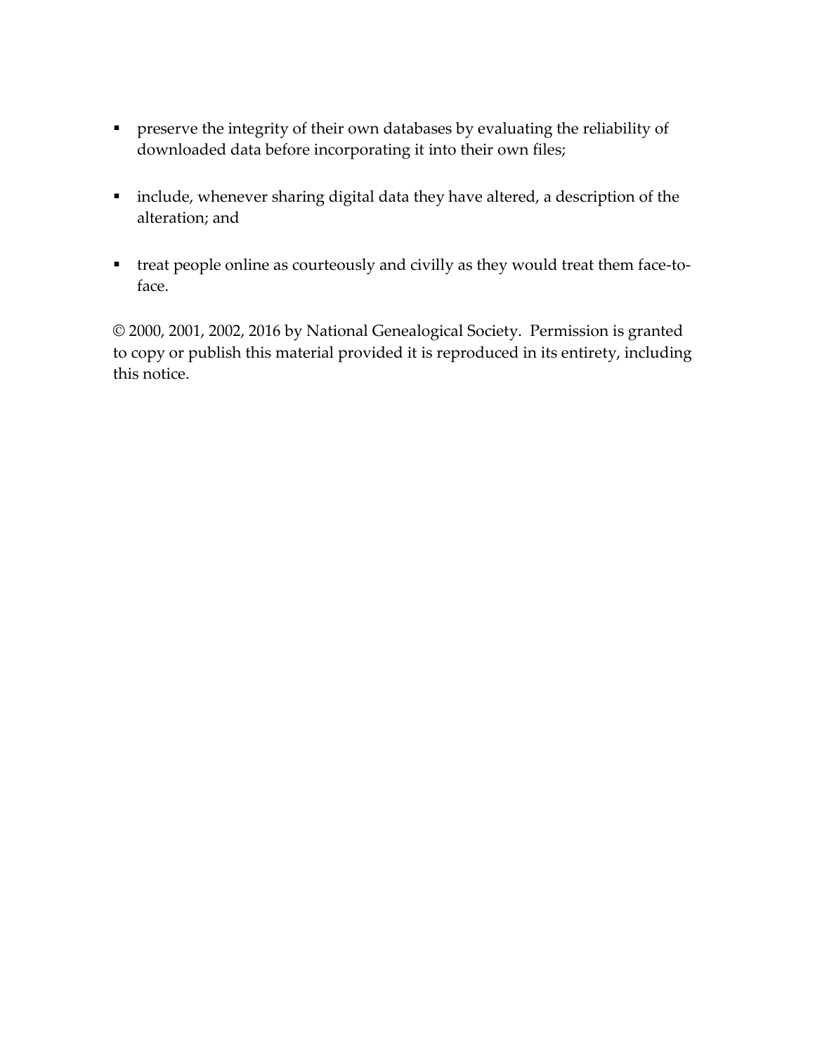- preserve the integrity of their own databases by evaluating the reliability of downloaded data before incorporating it into their own files;
- include, whenever sharing digital data they have altered, a description of the alteration; and
- treat people online as courteously and civilly as they would treat them face-to-face.

© 2000, 2001, 2002, 2016 by National Genealogical Society. Permission is granted to copy or publish this material provided it is reproduced in its entirety, including this notice.